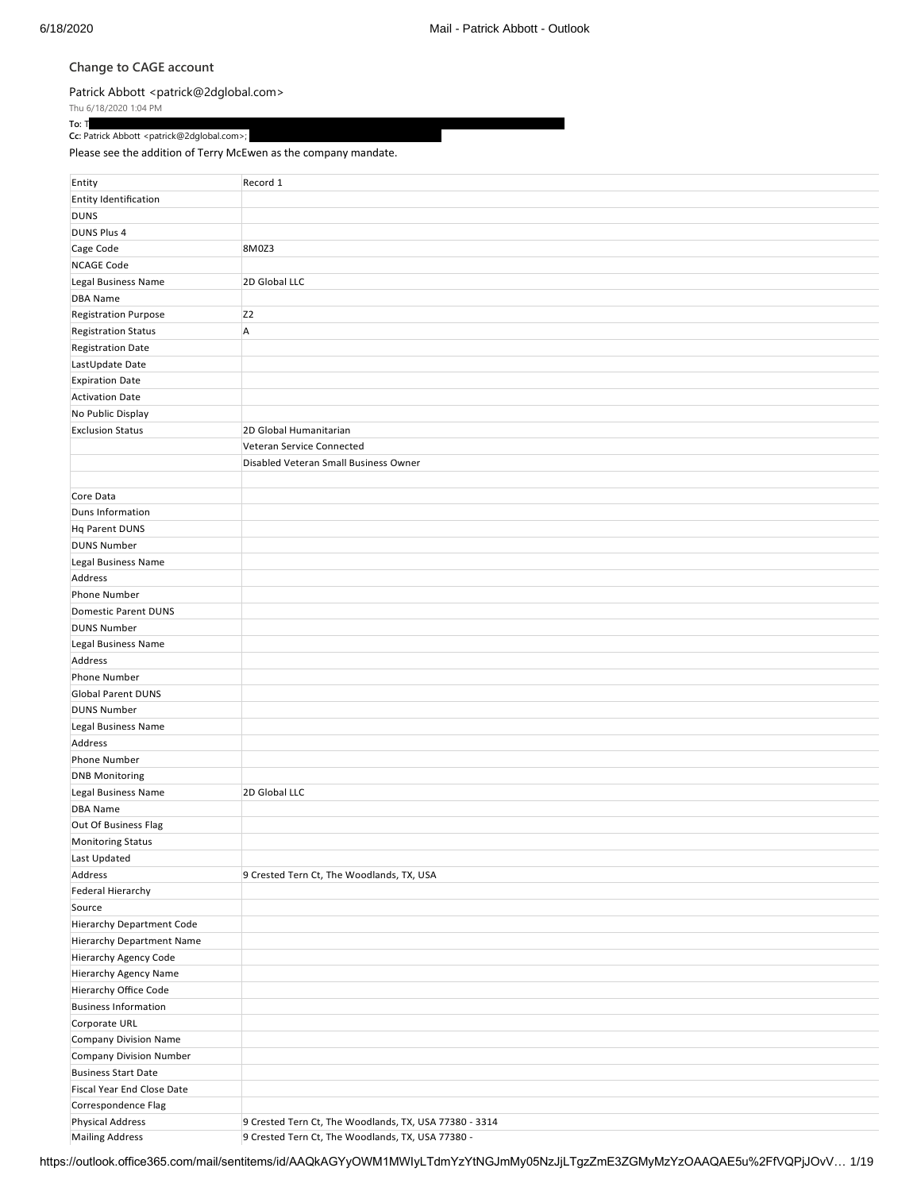## Change to CAGE account

Patrick Abbott <patrick@2dglobal.com>

Thu 6/18/2020 1:04 PM

**To:** T

**Cc:** Patrick Abbott <patrick@2dglobal.com>;

Please see the addition of Terry McEwen as the company mandate.

| Entity | Record 1 |
|---|---|
| Entity Identification | |
| DUNS | |
| DUNS Plus 4 | |
| Cage Code | 8M0Z3 |
| NCAGE Code | |
| Legal Business Name | 2D Global LLC |
| DBA Name | |
| Registration Purpose | Z2 |
| Registration Status | A |
| Registration Date | |
| LastUpdate Date | |
| Expiration Date | |
| Activation Date | |
| No Public Display | |
| Exclusion Status | 2D Global Humanitarian |
| | Veteran Service Connected |
| | Disabled Veteran Small Business Owner |
| | |
| Core Data | |
| Duns Information | |
| Hq Parent DUNS | |
| DUNS Number | |
| Legal Business Name | |
| Address | |
| Phone Number | |
| Domestic Parent DUNS | |
| DUNS Number | |
| Legal Business Name | |
| Address | |
| Phone Number | |
| Global Parent DUNS | |
| DUNS Number | |
| Legal Business Name | |
| Address | |
| Phone Number | |
| DNB Monitoring | |
| Legal Business Name | 2D Global LLC |
| DBA Name | |
| Out Of Business Flag | |
| Monitoring Status | |
| Last Updated | |
| Address | 9 Crested Tern Ct, The Woodlands, TX, USA |
| Federal Hierarchy | |
| Source | |
| Hierarchy Department Code | |
| Hierarchy Department Name | |
| Hierarchy Agency Code | |
| Hierarchy Agency Name | |
| Hierarchy Office Code | |
| Business Information | |
| Corporate URL | |
| Company Division Name | |
| Company Division Number | |
| Business Start Date | |
| Fiscal Year End Close Date | |
| Correspondence Flag | |
| Physical Address | 9 Crested Tern Ct, The Woodlands, TX, USA 77380 - 3314 |
| Mailing Address | 9 Crested Tern Ct, The Woodlands, TX, USA 77380 - |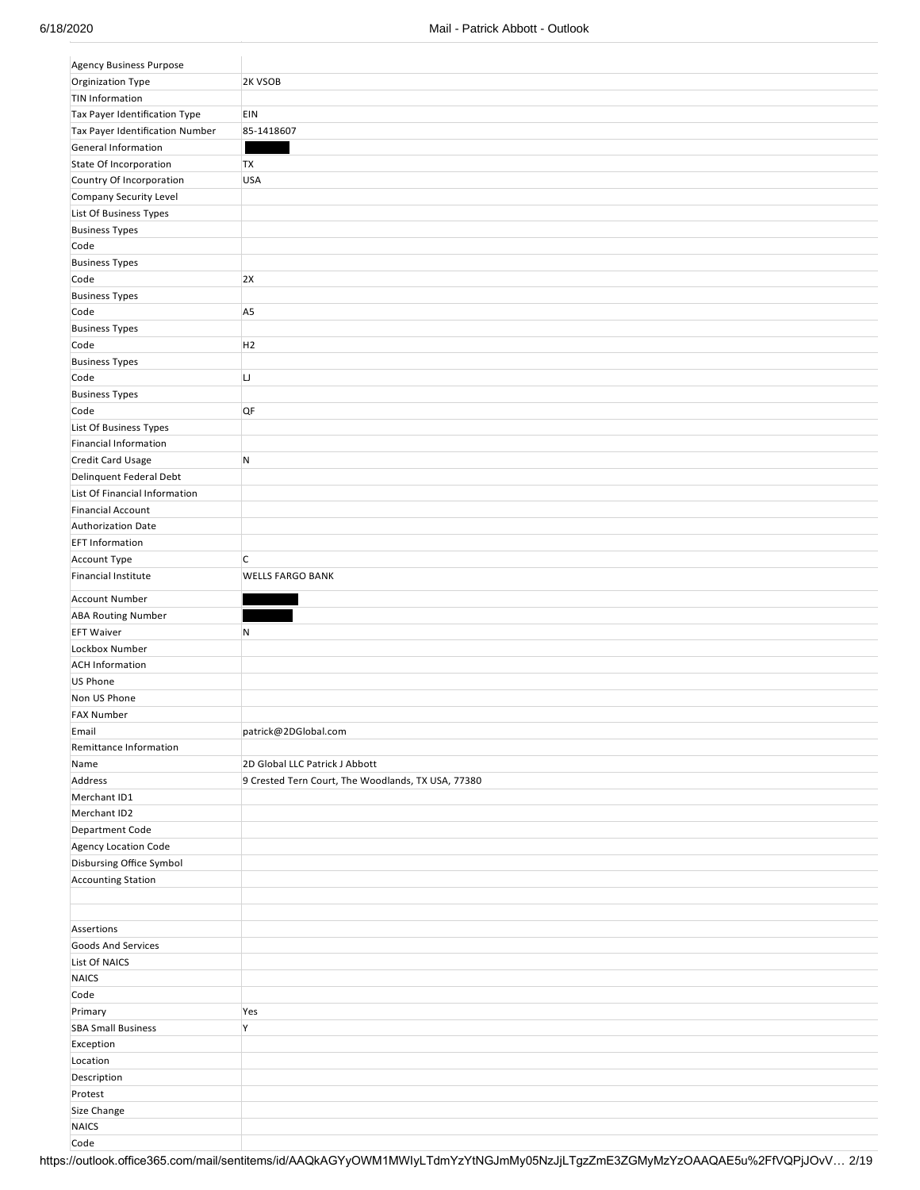| | |
|---|---|
| Agency Business Purpose | |
| Orginization Type | 2K VSOB |
| TIN Information | |
| Tax Payer Identification Type | EIN |
| Tax Payer Identification Number | 85-1418607 |
| General Information | █████ |
| State Of Incorporation | TX |
| Country Of Incorporation | USA |
| Company Security Level | |
| List Of Business Types | |
| Business Types | |
| Code | |
| Business Types | |
| Code | 2X |
| Business Types | |
| Code | A5 |
| Business Types | |
| Code | H2 |
| Business Types | |
| Code | LJ |
| Business Types | |
| Code | QF |
| List Of Business Types | |
| Financial Information | |
| Credit Card Usage | N |
| Delinquent Federal Debt | |
| List Of Financial Information | |
| Financial Account | |
| Authorization Date | |
| EFT Information | |
| Account Type | C |
| Financial Institute | WELLS FARGO BANK |
| Account Number | █████ |
| ABA Routing Number | █████ |
| EFT Waiver | N |
| Lockbox Number | |
| ACH Information | |
| US Phone | |
| Non US Phone | |
| FAX Number | |
| Email | patrick@2DGlobal.com |
| Remittance Information | |
| Name | 2D Global LLC Patrick J Abbott |
| Address | 9 Crested Tern Court, The Woodlands, TX USA, 77380 |
| Merchant ID1 | |
| Merchant ID2 | |
| Department Code | |
| Agency Location Code | |
| Disbursing Office Symbol | |
| Accounting Station | |
| | |
| | |
| Assertions | |
| Goods And Services | |
| List Of NAICS | |
| NAICS | |
| Code | |
| Primary | Yes |
| SBA Small Business | Y |
| Exception | |
| Location | |
| Description | |
| Protest | |
| Size Change | |
| NAICS | |
| Code | |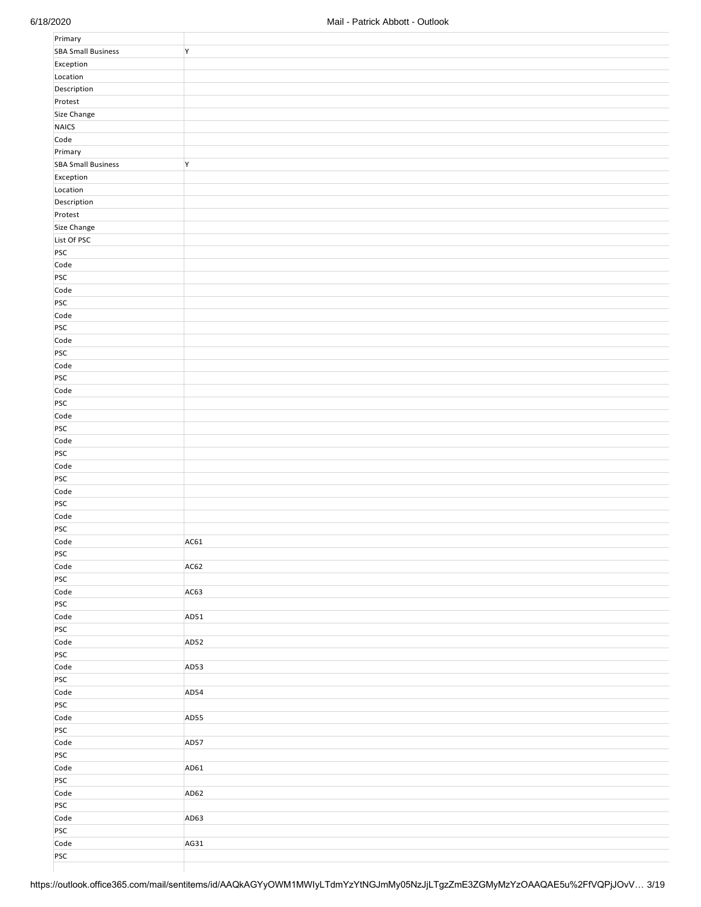| | |
|---|---|
| Primary | |
| SBA Small Business | Y |
| Exception | |
| Location | |
| Description | |
| Protest | |
| Size Change | |
| NAICS | |
| Code | |
| Primary | |
| SBA Small Business | Y |
| Exception | |
| Location | |
| Description | |
| Protest | |
| Size Change | |
| List Of PSC | |
| PSC | |
| Code | |
| PSC | |
| Code | |
| PSC | |
| Code | |
| PSC | |
| Code | |
| PSC | |
| Code | |
| PSC | |
| Code | |
| PSC | |
| Code | |
| PSC | |
| Code | |
| PSC | |
| Code | |
| PSC | |
| Code | |
| PSC | |
| Code | |
| PSC | |
| Code | AC61 |
| PSC | |
| Code | AC62 |
| PSC | |
| Code | AC63 |
| PSC | |
| Code | AD51 |
| PSC | |
| Code | AD52 |
| PSC | |
| Code | AD53 |
| PSC | |
| Code | AD54 |
| PSC | |
| Code | AD55 |
| PSC | |
| Code | AD57 |
| PSC | |
| Code | AD61 |
| PSC | |
| Code | AD62 |
| PSC | |
| Code | AD63 |
| PSC | |
| Code | AG31 |
| PSC | |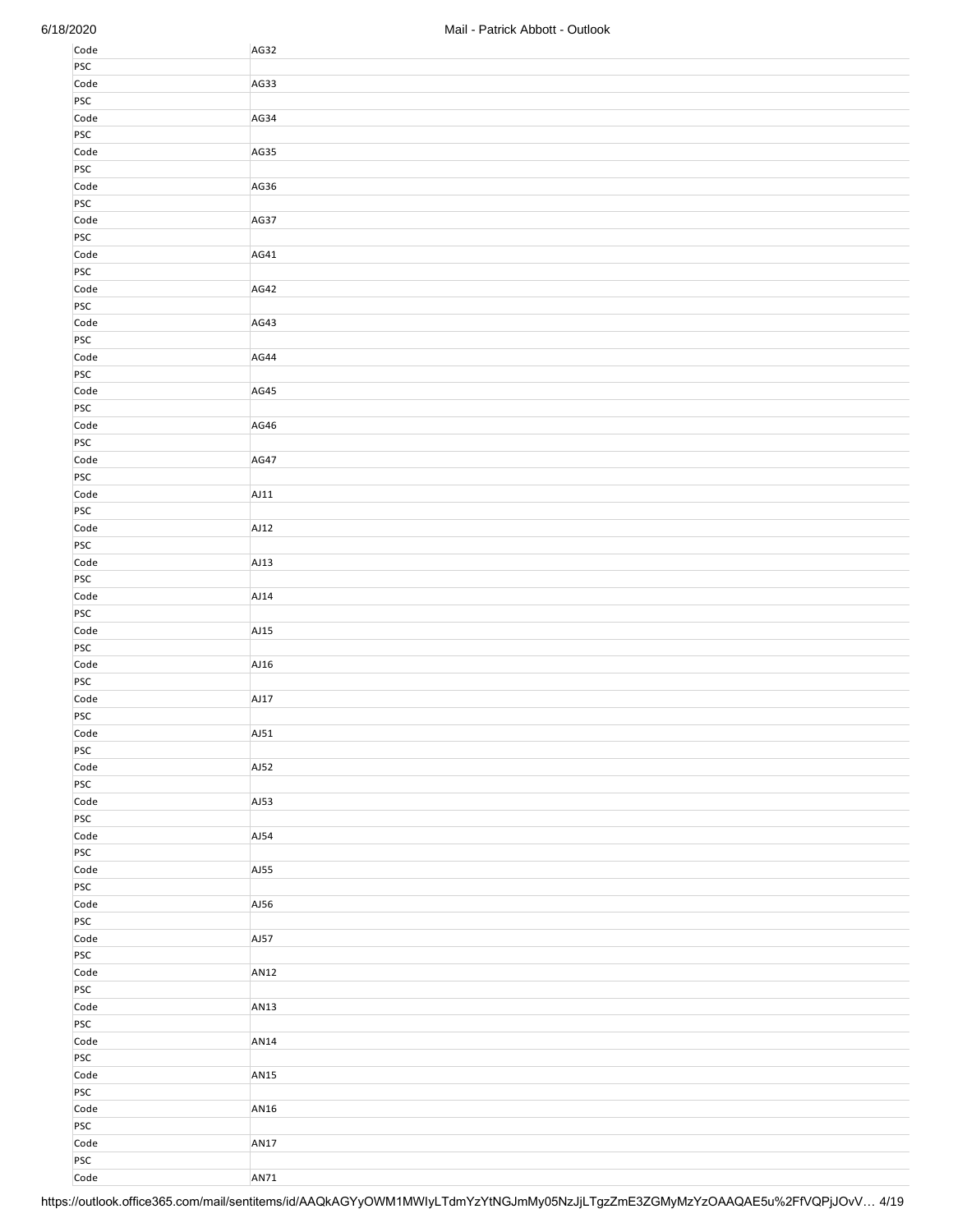| | |
|---|---|
| Code | AG32 |
| PSC | |
| Code | AG33 |
| PSC | |
| Code | AG34 |
| PSC | |
| Code | AG35 |
| PSC | |
| Code | AG36 |
| PSC | |
| Code | AG37 |
| PSC | |
| Code | AG41 |
| PSC | |
| Code | AG42 |
| PSC | |
| Code | AG43 |
| PSC | |
| Code | AG44 |
| PSC | |
| Code | AG45 |
| PSC | |
| Code | AG46 |
| PSC | |
| Code | AG47 |
| PSC | |
| Code | AJ11 |
| PSC | |
| Code | AJ12 |
| PSC | |
| Code | AJ13 |
| PSC | |
| Code | AJ14 |
| PSC | |
| Code | AJ15 |
| PSC | |
| Code | AJ16 |
| PSC | |
| Code | AJ17 |
| PSC | |
| Code | AJ51 |
| PSC | |
| Code | AJ52 |
| PSC | |
| Code | AJ53 |
| PSC | |
| Code | AJ54 |
| PSC | |
| Code | AJ55 |
| PSC | |
| Code | AJ56 |
| PSC | |
| Code | AJ57 |
| PSC | |
| Code | AN12 |
| PSC | |
| Code | AN13 |
| PSC | |
| Code | AN14 |
| PSC | |
| Code | AN15 |
| PSC | |
| Code | AN16 |
| PSC | |
| Code | AN17 |
| PSC | |
| Code | AN71 |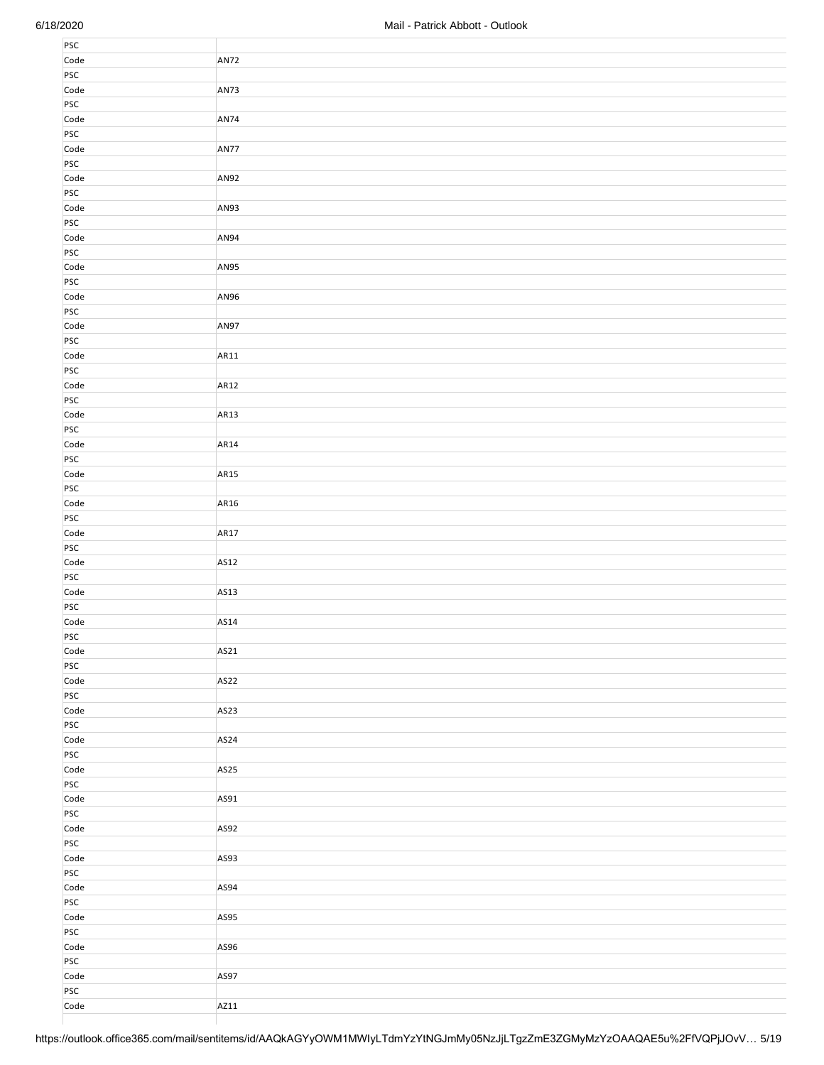| | |
|---|---|
| PSC | |
| Code | AN72 |
| PSC | |
| Code | AN73 |
| PSC | |
| Code | AN74 |
| PSC | |
| Code | AN77 |
| PSC | |
| Code | AN92 |
| PSC | |
| Code | AN93 |
| PSC | |
| Code | AN94 |
| PSC | |
| Code | AN95 |
| PSC | |
| Code | AN96 |
| PSC | |
| Code | AN97 |
| PSC | |
| Code | AR11 |
| PSC | |
| Code | AR12 |
| PSC | |
| Code | AR13 |
| PSC | |
| Code | AR14 |
| PSC | |
| Code | AR15 |
| PSC | |
| Code | AR16 |
| PSC | |
| Code | AR17 |
| PSC | |
| Code | AS12 |
| PSC | |
| Code | AS13 |
| PSC | |
| Code | AS14 |
| PSC | |
| Code | AS21 |
| PSC | |
| Code | AS22 |
| PSC | |
| Code | AS23 |
| PSC | |
| Code | AS24 |
| PSC | |
| Code | AS25 |
| PSC | |
| Code | AS91 |
| PSC | |
| Code | AS92 |
| PSC | |
| Code | AS93 |
| PSC | |
| Code | AS94 |
| PSC | |
| Code | AS95 |
| PSC | |
| Code | AS96 |
| PSC | |
| Code | AS97 |
| PSC | |
| Code | AZ11 |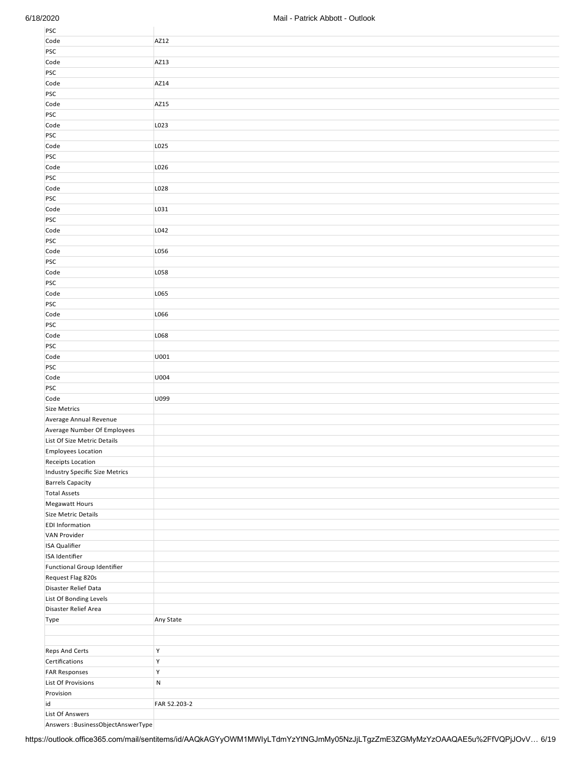| | |
|---|---|
| PSC | |
| Code | AZ12 |
| PSC | |
| Code | AZ13 |
| PSC | |
| Code | AZ14 |
| PSC | |
| Code | AZ15 |
| PSC | |
| Code | L023 |
| PSC | |
| Code | L025 |
| PSC | |
| Code | L026 |
| PSC | |
| Code | L028 |
| PSC | |
| Code | L031 |
| PSC | |
| Code | L042 |
| PSC | |
| Code | L056 |
| PSC | |
| Code | L058 |
| PSC | |
| Code | L065 |
| PSC | |
| Code | L066 |
| PSC | |
| Code | L068 |
| PSC | |
| Code | U001 |
| PSC | |
| Code | U004 |
| PSC | |
| Code | U099 |
| Size Metrics | |
| Average Annual Revenue | |
| Average Number Of Employees | |
| List Of Size Metric Details | |
| Employees Location | |
| Receipts Location | |
| Industry Specific Size Metrics | |
| Barrels Capacity | |
| Total Assets | |
| Megawatt Hours | |
| Size Metric Details | |
| EDI Information | |
| VAN Provider | |
| ISA Qualifier | |
| ISA Identifier | |
| Functional Group Identifier | |
| Request Flag 820s | |
| Disaster Relief Data | |
| List Of Bonding Levels | |
| Disaster Relief Area | |
| Type | Any State |
| | |
| | |
| Reps And Certs | Y |
| Certifications | Y |
| FAR Responses | Y |
| List Of Provisions | N |
| Provision | |
| id | FAR 52.203-2 |
| List Of Answers | |
| Answers : BusinessObjectAnswerType | |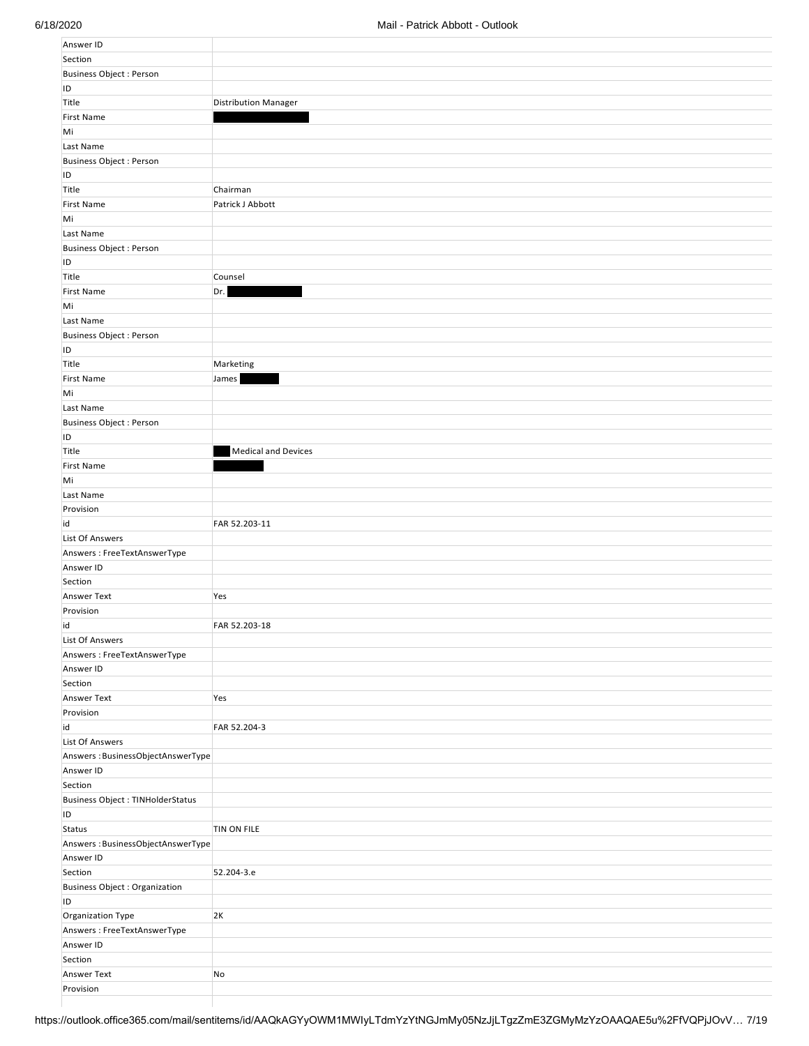| Answer ID | |
|---|---|
| Section | |
| Business Object : Person | |
| ID | |
| Title | Distribution Manager |
| First Name | |
| Mi | |
| Last Name | |
| Business Object : Person | |
| ID | |
| Title | Chairman |
| First Name | Patrick J Abbott |
| Mi | |
| Last Name | |
| Business Object : Person | |
| ID | |
| Title | Counsel |
| First Name | Dr. |
| Mi | |
| Last Name | |
| Business Object : Person | |
| ID | |
| Title | Marketing |
| First Name | James |
| Mi | |
| Last Name | |
| Business Object : Person | |
| ID | |
| Title | Medical and Devices |
| First Name | |
| Mi | |
| Last Name | |
| Provision | |
| id | FAR 52.203-11 |
| List Of Answers | |
| Answers : FreeTextAnswerType | |
| Answer ID | |
| Section | |
| Answer Text | Yes |
| Provision | |
| id | FAR 52.203-18 |
| List Of Answers | |
| Answers : FreeTextAnswerType | |
| Answer ID | |
| Section | |
| Answer Text | Yes |
| Provision | |
| id | FAR 52.204-3 |
| List Of Answers | |
| Answers : BusinessObjectAnswerType | |
| Answer ID | |
| Section | |
| Business Object : TINHolderStatus | |
| ID | |
| Status | TIN ON FILE |
| Answers : BusinessObjectAnswerType | |
| Answer ID | |
| Section | 52.204-3.e |
| Business Object : Organization | |
| ID | |
| Organization Type | 2K |
| Answers : FreeTextAnswerType | |
| Answer ID | |
| Section | |
| Answer Text | No |
| Provision | |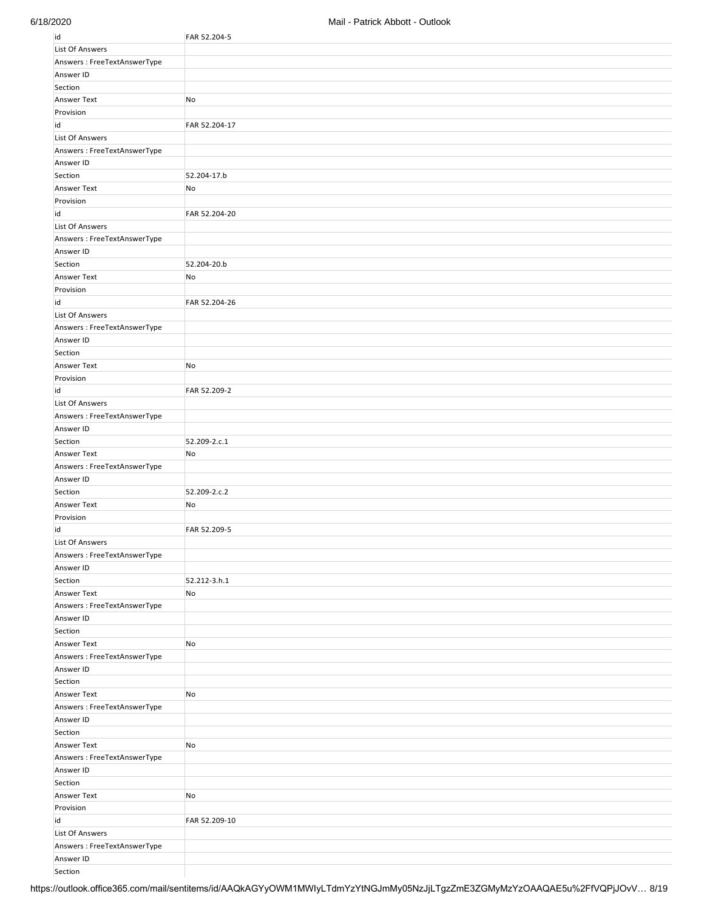| | |
|---|---|
| id | FAR 52.204-5 |
| List Of Answers | |
| Answers : FreeTextAnswerType | |
| Answer ID | |
| Section | |
| Answer Text | No |
| Provision | |
| id | FAR 52.204-17 |
| List Of Answers | |
| Answers : FreeTextAnswerType | |
| Answer ID | |
| Section | 52.204-17.b |
| Answer Text | No |
| Provision | |
| id | FAR 52.204-20 |
| List Of Answers | |
| Answers : FreeTextAnswerType | |
| Answer ID | |
| Section | 52.204-20.b |
| Answer Text | No |
| Provision | |
| id | FAR 52.204-26 |
| List Of Answers | |
| Answers : FreeTextAnswerType | |
| Answer ID | |
| Section | |
| Answer Text | No |
| Provision | |
| id | FAR 52.209-2 |
| List Of Answers | |
| Answers : FreeTextAnswerType | |
| Answer ID | |
| Section | 52.209-2.c.1 |
| Answer Text | No |
| Answers : FreeTextAnswerType | |
| Answer ID | |
| Section | 52.209-2.c.2 |
| Answer Text | No |
| Provision | |
| id | FAR 52.209-5 |
| List Of Answers | |
| Answers : FreeTextAnswerType | |
| Answer ID | |
| Section | 52.212-3.h.1 |
| Answer Text | No |
| Answers : FreeTextAnswerType | |
| Answer ID | |
| Section | |
| Answer Text | No |
| Answers : FreeTextAnswerType | |
| Answer ID | |
| Section | |
| Answer Text | No |
| Answers : FreeTextAnswerType | |
| Answer ID | |
| Section | |
| Answer Text | No |
| Answers : FreeTextAnswerType | |
| Answer ID | |
| Section | |
| Answer Text | No |
| Provision | |
| id | FAR 52.209-10 |
| List Of Answers | |
| Answers : FreeTextAnswerType | |
| Answer ID | |
| Section | |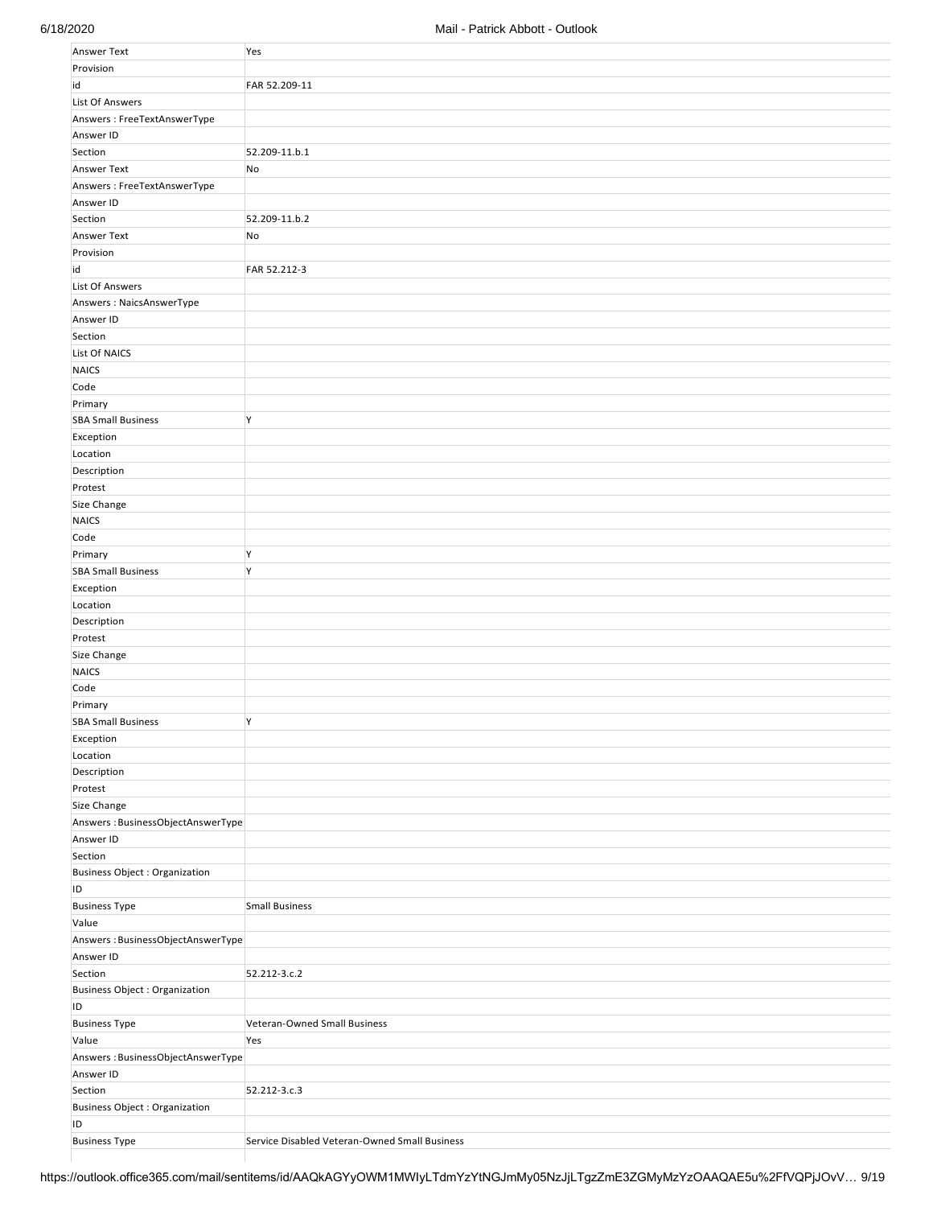| | |
|---|---|
| Answer Text | Yes |
| Provision | |
| id | FAR 52.209-11 |
| List Of Answers | |
| Answers : FreeTextAnswerType | |
| Answer ID | |
| Section | 52.209-11.b.1 |
| Answer Text | No |
| Answers : FreeTextAnswerType | |
| Answer ID | |
| Section | 52.209-11.b.2 |
| Answer Text | No |
| Provision | |
| id | FAR 52.212-3 |
| List Of Answers | |
| Answers : NaicsAnswerType | |
| Answer ID | |
| Section | |
| List Of NAICS | |
| NAICS | |
| Code | |
| Primary | |
| SBA Small Business | Y |
| Exception | |
| Location | |
| Description | |
| Protest | |
| Size Change | |
| NAICS | |
| Code | |
| Primary | Y |
| SBA Small Business | Y |
| Exception | |
| Location | |
| Description | |
| Protest | |
| Size Change | |
| NAICS | |
| Code | |
| Primary | |
| SBA Small Business | Y |
| Exception | |
| Location | |
| Description | |
| Protest | |
| Size Change | |
| Answers : BusinessObjectAnswerType | |
| Answer ID | |
| Section | |
| Business Object : Organization | |
| ID | |
| Business Type | Small Business |
| Value | |
| Answers : BusinessObjectAnswerType | |
| Answer ID | |
| Section | 52.212-3.c.2 |
| Business Object : Organization | |
| ID | |
| Business Type | Veteran-Owned Small Business |
| Value | Yes |
| Answers : BusinessObjectAnswerType | |
| Answer ID | |
| Section | 52.212-3.c.3 |
| Business Object : Organization | |
| ID | |
| Business Type | Service Disabled Veteran-Owned Small Business |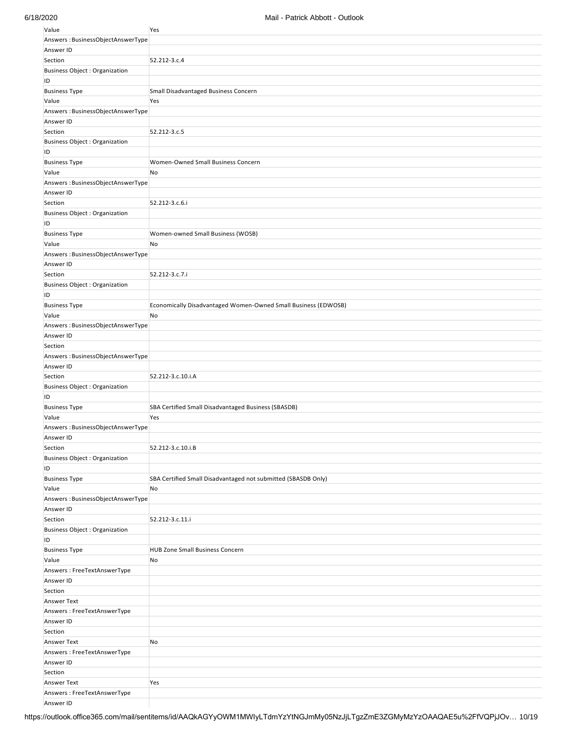| Value | Yes |
| --- | --- |
| Answers : BusinessObjectAnswerType | |
| Answer ID | |
| Section | 52.212-3.c.4 |
| Business Object : Organization | |
| ID | |
| Business Type | Small Disadvantaged Business Concern |
| Value | Yes |
| Answers : BusinessObjectAnswerType | |
| Answer ID | |
| Section | 52.212-3.c.5 |
| Business Object : Organization | |
| ID | |
| Business Type | Women-Owned Small Business Concern |
| Value | No |
| Answers : BusinessObjectAnswerType | |
| Answer ID | |
| Section | 52.212-3.c.6.i |
| Business Object : Organization | |
| ID | |
| Business Type | Women-owned Small Business (WOSB) |
| Value | No |
| Answers : BusinessObjectAnswerType | |
| Answer ID | |
| Section | 52.212-3.c.7.i |
| Business Object : Organization | |
| ID | |
| Business Type | Economically Disadvantaged Women-Owned Small Business (EDWOSB) |
| Value | No |
| Answers : BusinessObjectAnswerType | |
| Answer ID | |
| Section | |
| Answers : BusinessObjectAnswerType | |
| Answer ID | |
| Section | 52.212-3.c.10.i.A |
| Business Object : Organization | |
| ID | |
| Business Type | SBA Certified Small Disadvantaged Business (SBASDB) |
| Value | Yes |
| Answers : BusinessObjectAnswerType | |
| Answer ID | |
| Section | 52.212-3.c.10.i.B |
| Business Object : Organization | |
| ID | |
| Business Type | SBA Certified Small Disadvantaged not submitted (SBASDB Only) |
| Value | No |
| Answers : BusinessObjectAnswerType | |
| Answer ID | |
| Section | 52.212-3.c.11.i |
| Business Object : Organization | |
| ID | |
| Business Type | HUB Zone Small Business Concern |
| Value | No |
| Answers : FreeTextAnswerType | |
| Answer ID | |
| Section | |
| Answer Text | |
| Answers : FreeTextAnswerType | |
| Answer ID | |
| Section | |
| Answer Text | No |
| Answers : FreeTextAnswerType | |
| Answer ID | |
| Section | |
| Answer Text | Yes |
| Answers : FreeTextAnswerType | |
| Answer ID | |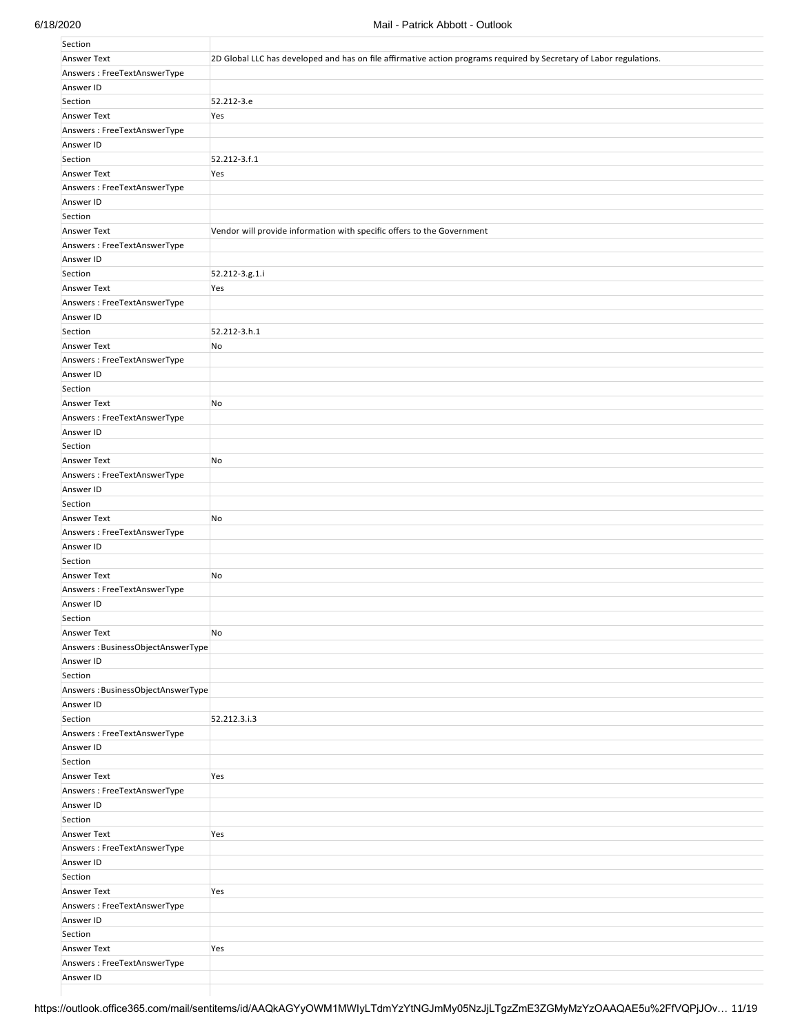| | |
|---|---|
| Section | |
| Answer Text | 2D Global LLC has developed and has on file affirmative action programs required by Secretary of Labor regulations. |
| Answers : FreeTextAnswerType | |
| Answer ID | |
| Section | 52.212-3.e |
| Answer Text | Yes |
| Answers : FreeTextAnswerType | |
| Answer ID | |
| Section | 52.212-3.f.1 |
| Answer Text | Yes |
| Answers : FreeTextAnswerType | |
| Answer ID | |
| Section | |
| Answer Text | Vendor will provide information with specific offers to the Government |
| Answers : FreeTextAnswerType | |
| Answer ID | |
| Section | 52.212-3.g.1.i |
| Answer Text | Yes |
| Answers : FreeTextAnswerType | |
| Answer ID | |
| Section | 52.212-3.h.1 |
| Answer Text | No |
| Answers : FreeTextAnswerType | |
| Answer ID | |
| Section | |
| Answer Text | No |
| Answers : FreeTextAnswerType | |
| Answer ID | |
| Section | |
| Answer Text | No |
| Answers : FreeTextAnswerType | |
| Answer ID | |
| Section | |
| Answer Text | No |
| Answers : FreeTextAnswerType | |
| Answer ID | |
| Section | |
| Answer Text | No |
| Answers : FreeTextAnswerType | |
| Answer ID | |
| Section | |
| Answer Text | No |
| Answers : BusinessObjectAnswerType | |
| Answer ID | |
| Section | |
| Answers : BusinessObjectAnswerType | |
| Answer ID | |
| Section | 52.212.3.i.3 |
| Answers : FreeTextAnswerType | |
| Answer ID | |
| Section | |
| Answer Text | Yes |
| Answers : FreeTextAnswerType | |
| Answer ID | |
| Section | |
| Answer Text | Yes |
| Answers : FreeTextAnswerType | |
| Answer ID | |
| Section | |
| Answer Text | Yes |
| Answers : FreeTextAnswerType | |
| Answer ID | |
| Section | |
| Answer Text | Yes |
| Answers : FreeTextAnswerType | |
| Answer ID | |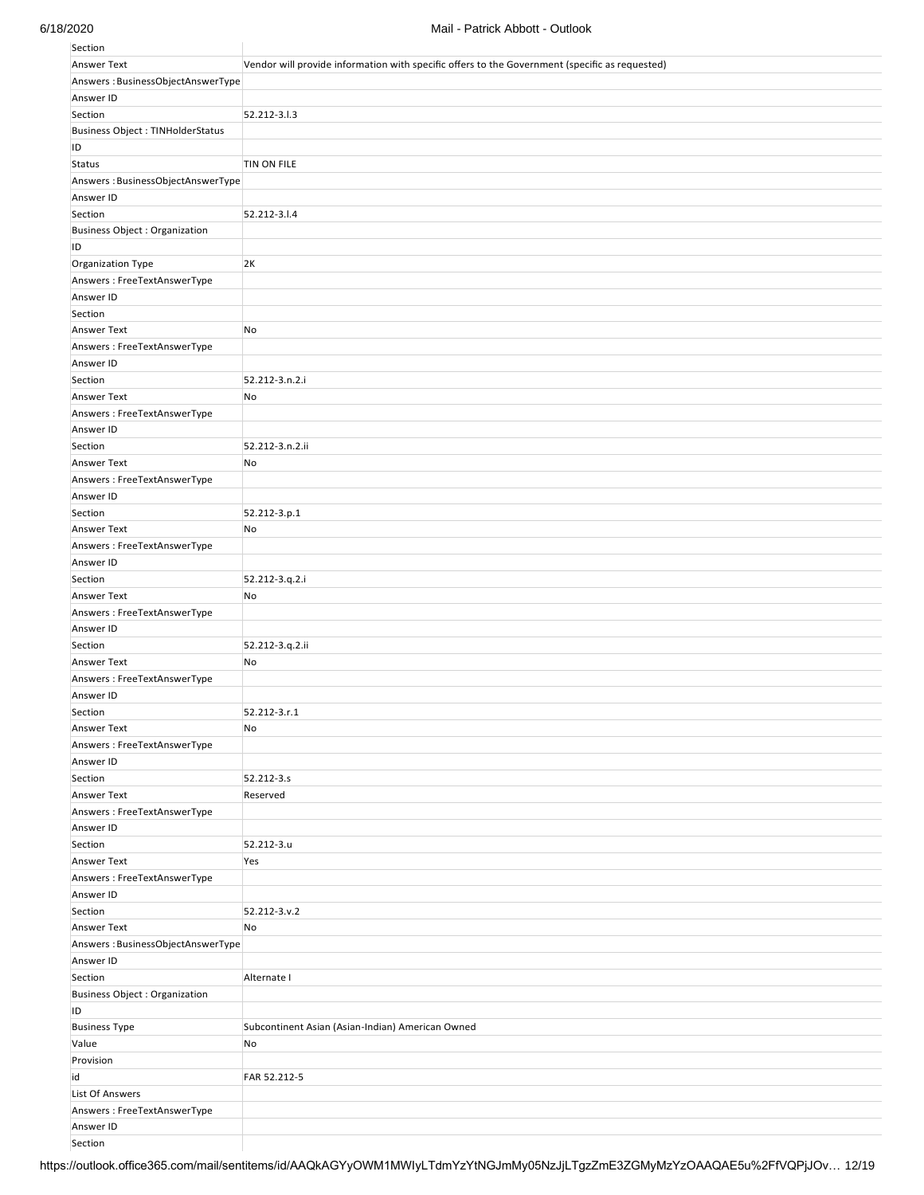| | |
|---|---|
| Section | |
| Answer Text | Vendor will provide information with specific offers to the Government (specific as requested) |
| Answers : BusinessObjectAnswerType | |
| Answer ID | |
| Section | 52.212-3.l.3 |
| Business Object : TINHolderStatus | |
| ID | |
| Status | TIN ON FILE |
| Answers : BusinessObjectAnswerType | |
| Answer ID | |
| Section | 52.212-3.l.4 |
| Business Object : Organization | |
| ID | |
| Organization Type | 2K |
| Answers : FreeTextAnswerType | |
| Answer ID | |
| Section | |
| Answer Text | No |
| Answers : FreeTextAnswerType | |
| Answer ID | |
| Section | 52.212-3.n.2.i |
| Answer Text | No |
| Answers : FreeTextAnswerType | |
| Answer ID | |
| Section | 52.212-3.n.2.ii |
| Answer Text | No |
| Answers : FreeTextAnswerType | |
| Answer ID | |
| Section | 52.212-3.p.1 |
| Answer Text | No |
| Answers : FreeTextAnswerType | |
| Answer ID | |
| Section | 52.212-3.q.2.i |
| Answer Text | No |
| Answers : FreeTextAnswerType | |
| Answer ID | |
| Section | 52.212-3.q.2.ii |
| Answer Text | No |
| Answers : FreeTextAnswerType | |
| Answer ID | |
| Section | 52.212-3.r.1 |
| Answer Text | No |
| Answers : FreeTextAnswerType | |
| Answer ID | |
| Section | 52.212-3.s |
| Answer Text | Reserved |
| Answers : FreeTextAnswerType | |
| Answer ID | |
| Section | 52.212-3.u |
| Answer Text | Yes |
| Answers : FreeTextAnswerType | |
| Answer ID | |
| Section | 52.212-3.v.2 |
| Answer Text | No |
| Answers : BusinessObjectAnswerType | |
| Answer ID | |
| Section | Alternate I |
| Business Object : Organization | |
| ID | |
| Business Type | Subcontinent Asian (Asian-Indian) American Owned |
| Value | No |
| Provision | |
| id | FAR 52.212-5 |
| List Of Answers | |
| Answers : FreeTextAnswerType | |
| Answer ID | |
| Section | |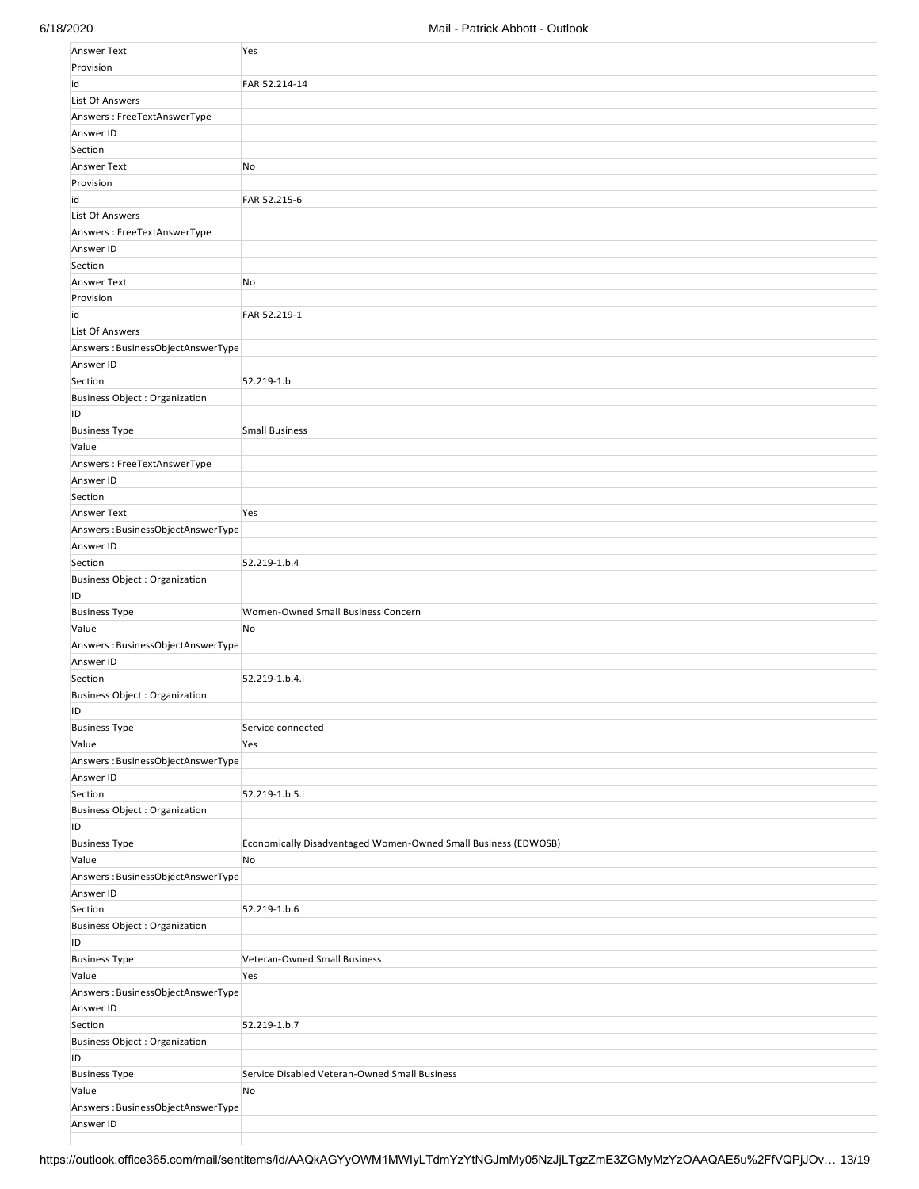| Answer Text | Yes |
|---|---|
| Provision | |
| id | FAR 52.214-14 |
| List Of Answers | |
| Answers : FreeTextAnswerType | |
| Answer ID | |
| Section | |
| Answer Text | No |
| Provision | |
| id | FAR 52.215-6 |
| List Of Answers | |
| Answers : FreeTextAnswerType | |
| Answer ID | |
| Section | |
| Answer Text | No |
| Provision | |
| id | FAR 52.219-1 |
| List Of Answers | |
| Answers : BusinessObjectAnswerType | |
| Answer ID | |
| Section | 52.219-1.b |
| Business Object : Organization | |
| ID | |
| Business Type | Small Business |
| Value | |
| Answers : FreeTextAnswerType | |
| Answer ID | |
| Section | |
| Answer Text | Yes |
| Answers : BusinessObjectAnswerType | |
| Answer ID | |
| Section | 52.219-1.b.4 |
| Business Object : Organization | |
| ID | |
| Business Type | Women-Owned Small Business Concern |
| Value | No |
| Answers : BusinessObjectAnswerType | |
| Answer ID | |
| Section | 52.219-1.b.4.i |
| Business Object : Organization | |
| ID | |
| Business Type | Service connected |
| Value | Yes |
| Answers : BusinessObjectAnswerType | |
| Answer ID | |
| Section | 52.219-1.b.5.i |
| Business Object : Organization | |
| ID | |
| Business Type | Economically Disadvantaged Women-Owned Small Business (EDWOSB) |
| Value | No |
| Answers : BusinessObjectAnswerType | |
| Answer ID | |
| Section | 52.219-1.b.6 |
| Business Object : Organization | |
| ID | |
| Business Type | Veteran-Owned Small Business |
| Value | Yes |
| Answers : BusinessObjectAnswerType | |
| Answer ID | |
| Section | 52.219-1.b.7 |
| Business Object : Organization | |
| ID | |
| Business Type | Service Disabled Veteran-Owned Small Business |
| Value | No |
| Answers : BusinessObjectAnswerType | |
| Answer ID | |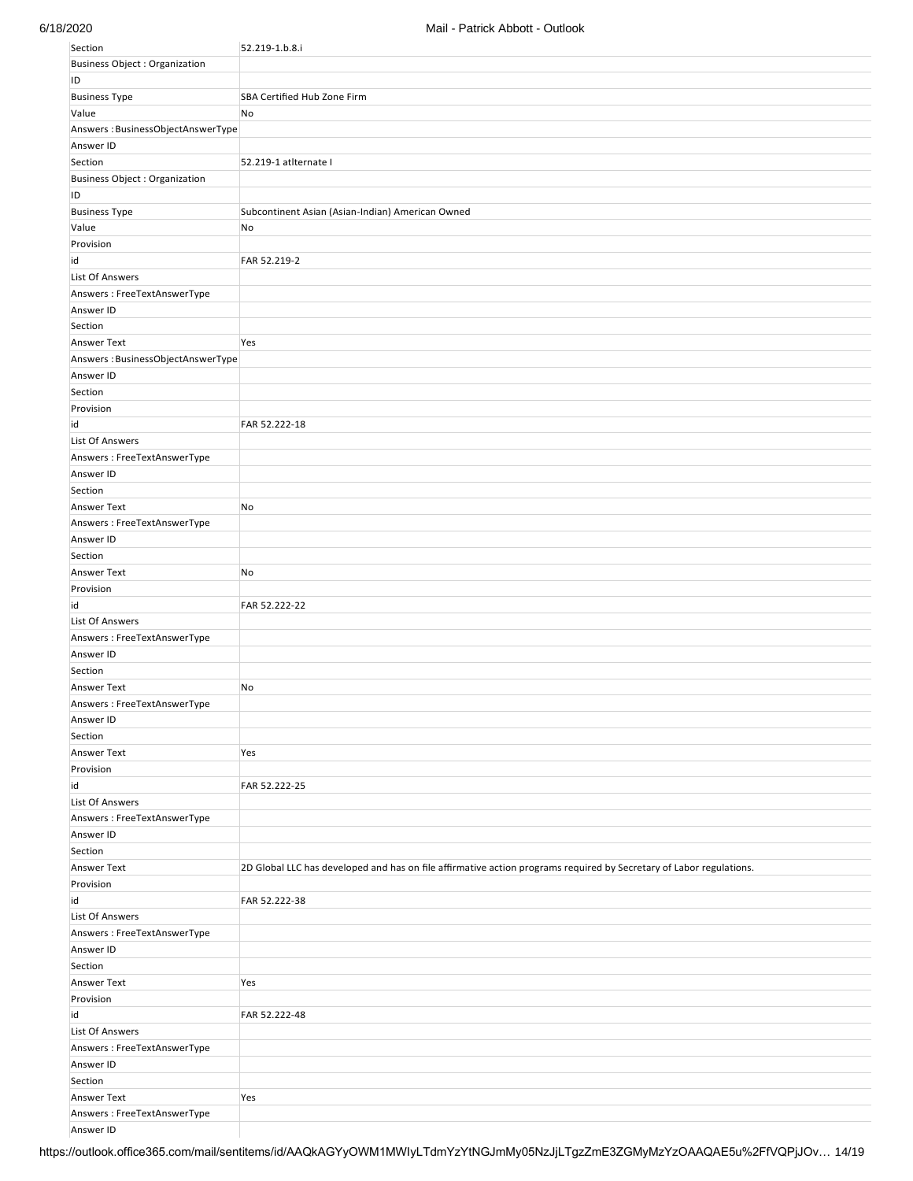| Section | 52.219-1.b.8.i |
|---|---|
| Business Object : Organization | |
| ID | |
| Business Type | SBA Certified Hub Zone Firm |
| Value | No |
| Answers : BusinessObjectAnswerType | |
| Answer ID | |
| Section | 52.219-1 atlternate I |
| Business Object : Organization | |
| ID | |
| Business Type | Subcontinent Asian (Asian-Indian) American Owned |
| Value | No |
| Provision | |
| id | FAR 52.219-2 |
| List Of Answers | |
| Answers : FreeTextAnswerType | |
| Answer ID | |
| Section | |
| Answer Text | Yes |
| Answers : BusinessObjectAnswerType | |
| Answer ID | |
| Section | |
| Provision | |
| id | FAR 52.222-18 |
| List Of Answers | |
| Answers : FreeTextAnswerType | |
| Answer ID | |
| Section | |
| Answer Text | No |
| Answers : FreeTextAnswerType | |
| Answer ID | |
| Section | |
| Answer Text | No |
| Provision | |
| id | FAR 52.222-22 |
| List Of Answers | |
| Answers : FreeTextAnswerType | |
| Answer ID | |
| Section | |
| Answer Text | No |
| Answers : FreeTextAnswerType | |
| Answer ID | |
| Section | |
| Answer Text | Yes |
| Provision | |
| id | FAR 52.222-25 |
| List Of Answers | |
| Answers : FreeTextAnswerType | |
| Answer ID | |
| Section | |
| Answer Text | 2D Global LLC has developed and has on file affirmative action programs required by Secretary of Labor regulations. |
| Provision | |
| id | FAR 52.222-38 |
| List Of Answers | |
| Answers : FreeTextAnswerType | |
| Answer ID | |
| Section | |
| Answer Text | Yes |
| Provision | |
| id | FAR 52.222-48 |
| List Of Answers | |
| Answers : FreeTextAnswerType | |
| Answer ID | |
| Section | |
| Answer Text | Yes |
| Answers : FreeTextAnswerType | |
| Answer ID | |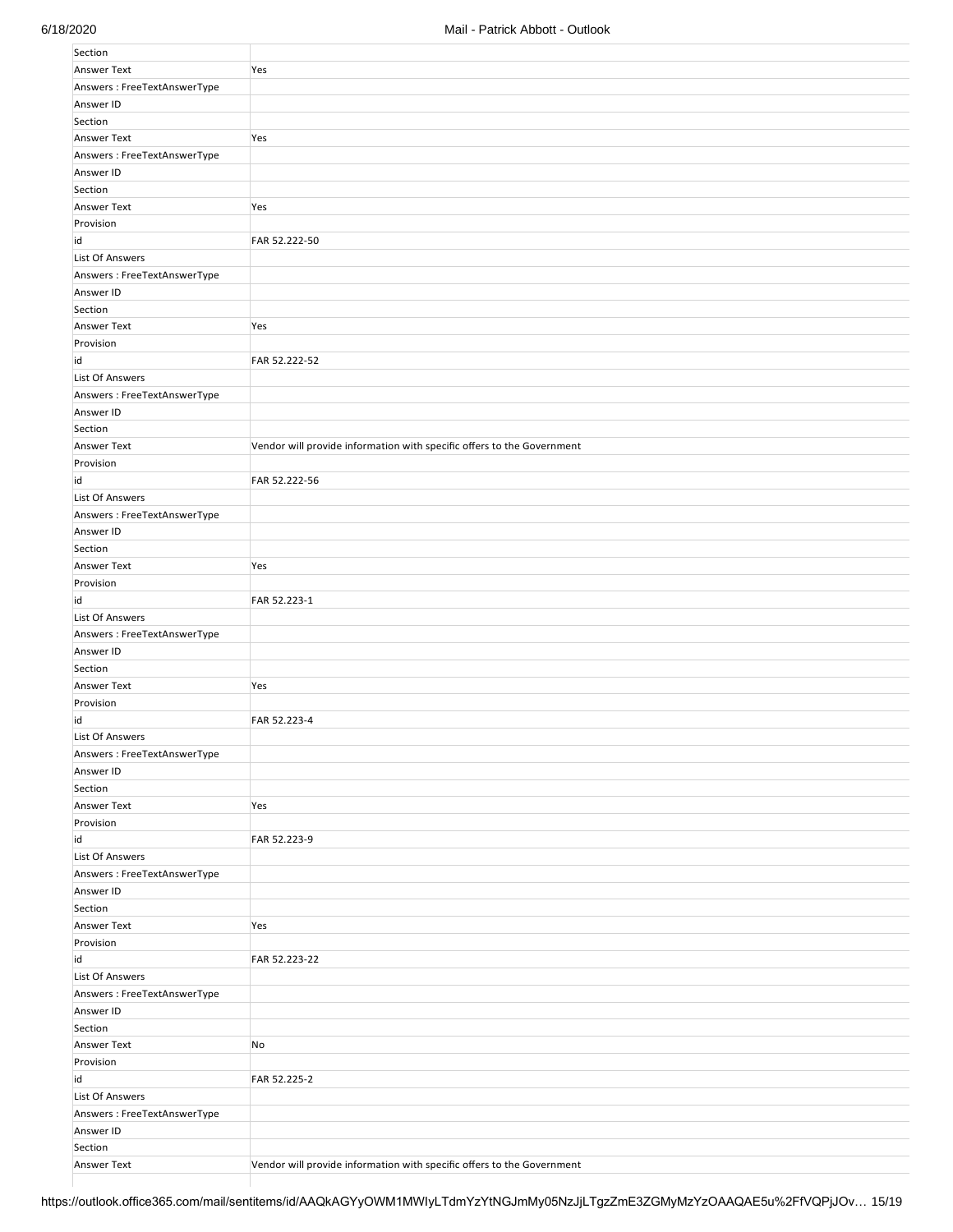| | |
|---|---|
| Section | |
| Answer Text | Yes |
| Answers : FreeTextAnswerType | |
| Answer ID | |
| Section | |
| Answer Text | Yes |
| Answers : FreeTextAnswerType | |
| Answer ID | |
| Section | |
| Answer Text | Yes |
| Provision | |
| id | FAR 52.222-50 |
| List Of Answers | |
| Answers : FreeTextAnswerType | |
| Answer ID | |
| Section | |
| Answer Text | Yes |
| Provision | |
| id | FAR 52.222-52 |
| List Of Answers | |
| Answers : FreeTextAnswerType | |
| Answer ID | |
| Section | |
| Answer Text | Vendor will provide information with specific offers to the Government |
| Provision | |
| id | FAR 52.222-56 |
| List Of Answers | |
| Answers : FreeTextAnswerType | |
| Answer ID | |
| Section | |
| Answer Text | Yes |
| Provision | |
| id | FAR 52.223-1 |
| List Of Answers | |
| Answers : FreeTextAnswerType | |
| Answer ID | |
| Section | |
| Answer Text | Yes |
| Provision | |
| id | FAR 52.223-4 |
| List Of Answers | |
| Answers : FreeTextAnswerType | |
| Answer ID | |
| Section | |
| Answer Text | Yes |
| Provision | |
| id | FAR 52.223-9 |
| List Of Answers | |
| Answers : FreeTextAnswerType | |
| Answer ID | |
| Section | |
| Answer Text | Yes |
| Provision | |
| id | FAR 52.223-22 |
| List Of Answers | |
| Answers : FreeTextAnswerType | |
| Answer ID | |
| Section | |
| Answer Text | No |
| Provision | |
| id | FAR 52.225-2 |
| List Of Answers | |
| Answers : FreeTextAnswerType | |
| Answer ID | |
| Section | |
| Answer Text | Vendor will provide information with specific offers to the Government |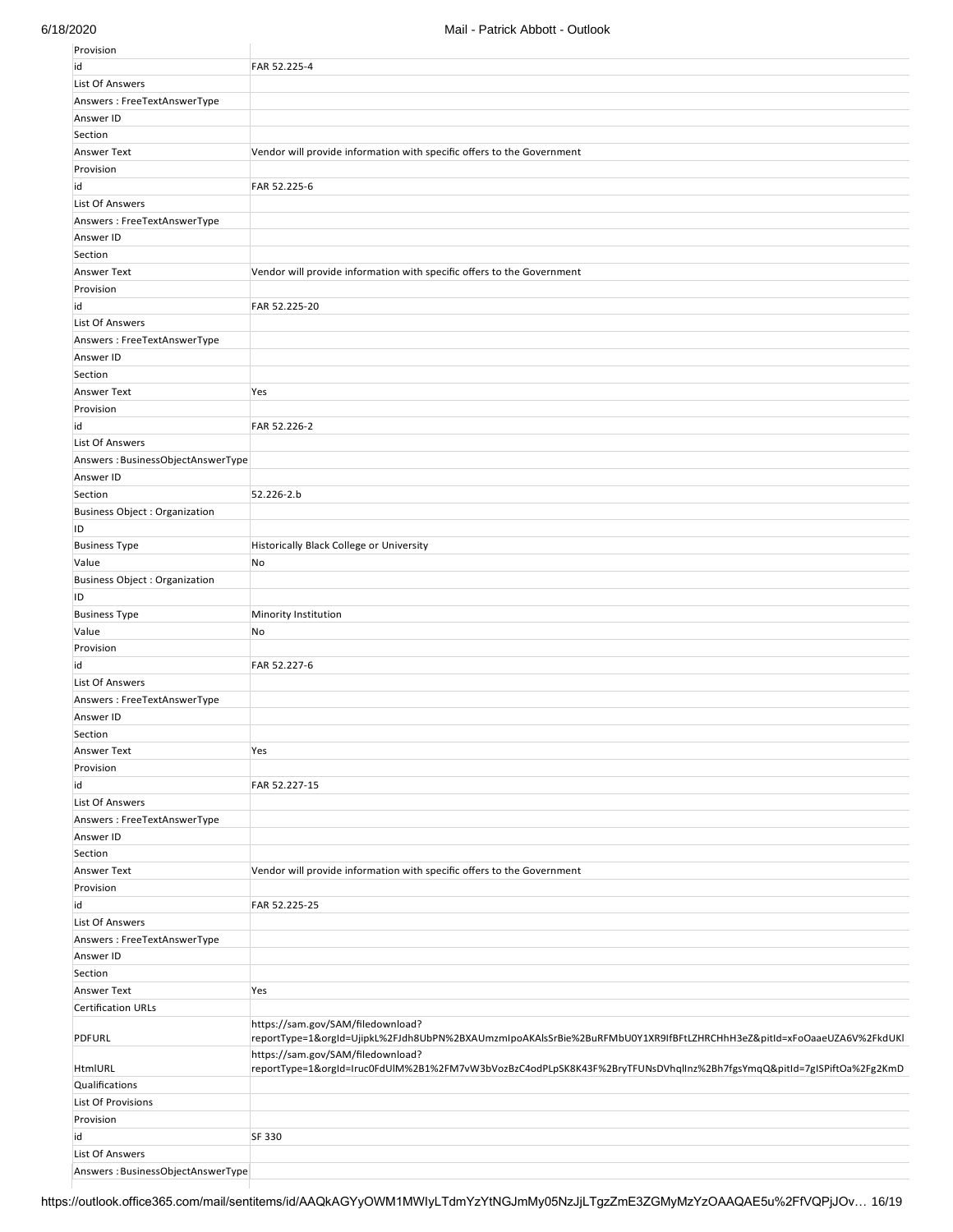| | |
|---|---|
| Provision | |
| id | FAR 52.225-4 |
| List Of Answers | |
| Answers : FreeTextAnswerType | |
| Answer ID | |
| Section | |
| Answer Text | Vendor will provide information with specific offers to the Government |
| Provision | |
| id | FAR 52.225-6 |
| List Of Answers | |
| Answers : FreeTextAnswerType | |
| Answer ID | |
| Section | |
| Answer Text | Vendor will provide information with specific offers to the Government |
| Provision | |
| id | FAR 52.225-20 |
| List Of Answers | |
| Answers : FreeTextAnswerType | |
| Answer ID | |
| Section | |
| Answer Text | Yes |
| Provision | |
| id | FAR 52.226-2 |
| List Of Answers | |
| Answers : BusinessObjectAnswerType | |
| Answer ID | |
| Section | 52.226-2.b |
| Business Object : Organization | |
| ID | |
| Business Type | Historically Black College or University |
| Value | No |
| Business Object : Organization | |
| ID | |
| Business Type | Minority Institution |
| Value | No |
| Provision | |
| id | FAR 52.227-6 |
| List Of Answers | |
| Answers : FreeTextAnswerType | |
| Answer ID | |
| Section | |
| Answer Text | Yes |
| Provision | |
| id | FAR 52.227-15 |
| List Of Answers | |
| Answers : FreeTextAnswerType | |
| Answer ID | |
| Section | |
| Answer Text | Vendor will provide information with specific offers to the Government |
| Provision | |
| id | FAR 52.225-25 |
| List Of Answers | |
| Answers : FreeTextAnswerType | |
| Answer ID | |
| Section | |
| Answer Text | Yes |
| Certification URLs | |
| PDFURL | https://sam.gov/SAM/filedownload?reportType=1&orgId=UjipkL%2FJdh8UbPN%2BXAUmzmIpoAKAlsSrBie%2BuRFMbU0Y1XR9IfBFtLZHRCHhH3eZ&pitId=xFoOaaeUZA6V%2FkdUKl |
| HtmlURL | https://sam.gov/SAM/filedownload?reportType=1&orgId=Iruc0FdUlM%2B1%2FM7vW3bVozBzC4odPLpSK8K43F%2BryTFUNsDVhqlInz%2Bh7fgsYmqQ&pitId=7gISPiftOa%2Fg2KmD |
| Qualifications | |
| List Of Provisions | |
| Provision | |
| id | SF 330 |
| List Of Answers | |
| Answers : BusinessObjectAnswerType | |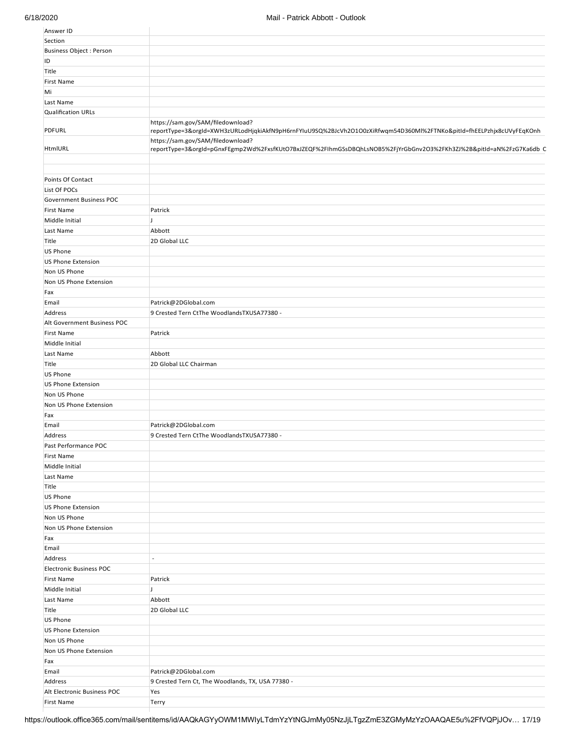| | |
|---|---|
| Answer ID | |
| Section | |
| Business Object : Person | |
| ID | |
| Title | |
| First Name | |
| Mi | |
| Last Name | |
| Qualification URLs | |
| PDFURL | https://sam.gov/SAM/filedownload?reportType=3&orgId=XWH3zURLodHjqkiAkfN9pH6rnFYIuU9SQ%2BJcVh2O1O0zXiRfwqm54D360MI%2FTNKo&pitId=fhEELPzhjx8cUVyFEqKOnh |
| HtmlURL | https://sam.gov/SAM/filedownload?reportType=3&orgId=pGnxFEgmp2Wd%2FxsfKUtO7BxJZEQF%2FIhmGSsDBQhLsNOB5%2FjYrGbGnv2O3%2FKh3ZJ%2B&pitId=aN%2FzG7Ka6db_C |
| | |
| | |
| Points Of Contact | |
| List Of POCs | |
| Government Business POC | |
| First Name | Patrick |
| Middle Initial | J |
| Last Name | Abbott |
| Title | 2D Global LLC |
| US Phone | |
| US Phone Extension | |
| Non US Phone | |
| Non US Phone Extension | |
| Fax | |
| Email | Patrick@2DGlobal.com |
| Address | 9 Crested Tern CtThe WoodlandsTXUSA77380 - |
| Alt Government Business POC | |
| First Name | Patrick |
| Middle Initial | |
| Last Name | Abbott |
| Title | 2D Global LLC Chairman |
| US Phone | |
| US Phone Extension | |
| Non US Phone | |
| Non US Phone Extension | |
| Fax | |
| Email | Patrick@2DGlobal.com |
| Address | 9 Crested Tern CtThe WoodlandsTXUSA77380 - |
| Past Performance POC | |
| First Name | |
| Middle Initial | |
| Last Name | |
| Title | |
| US Phone | |
| US Phone Extension | |
| Non US Phone | |
| Non US Phone Extension | |
| Fax | |
| Email | |
| Address | - |
| Electronic Business POC | |
| First Name | Patrick |
| Middle Initial | J |
| Last Name | Abbott |
| Title | 2D Global LLC |
| US Phone | |
| US Phone Extension | |
| Non US Phone | |
| Non US Phone Extension | |
| Fax | |
| Email | Patrick@2DGlobal.com |
| Address | 9 Crested Tern Ct, The Woodlands, TX, USA 77380 - |
| Alt Electronic Business POC | Yes |
| First Name | Terry |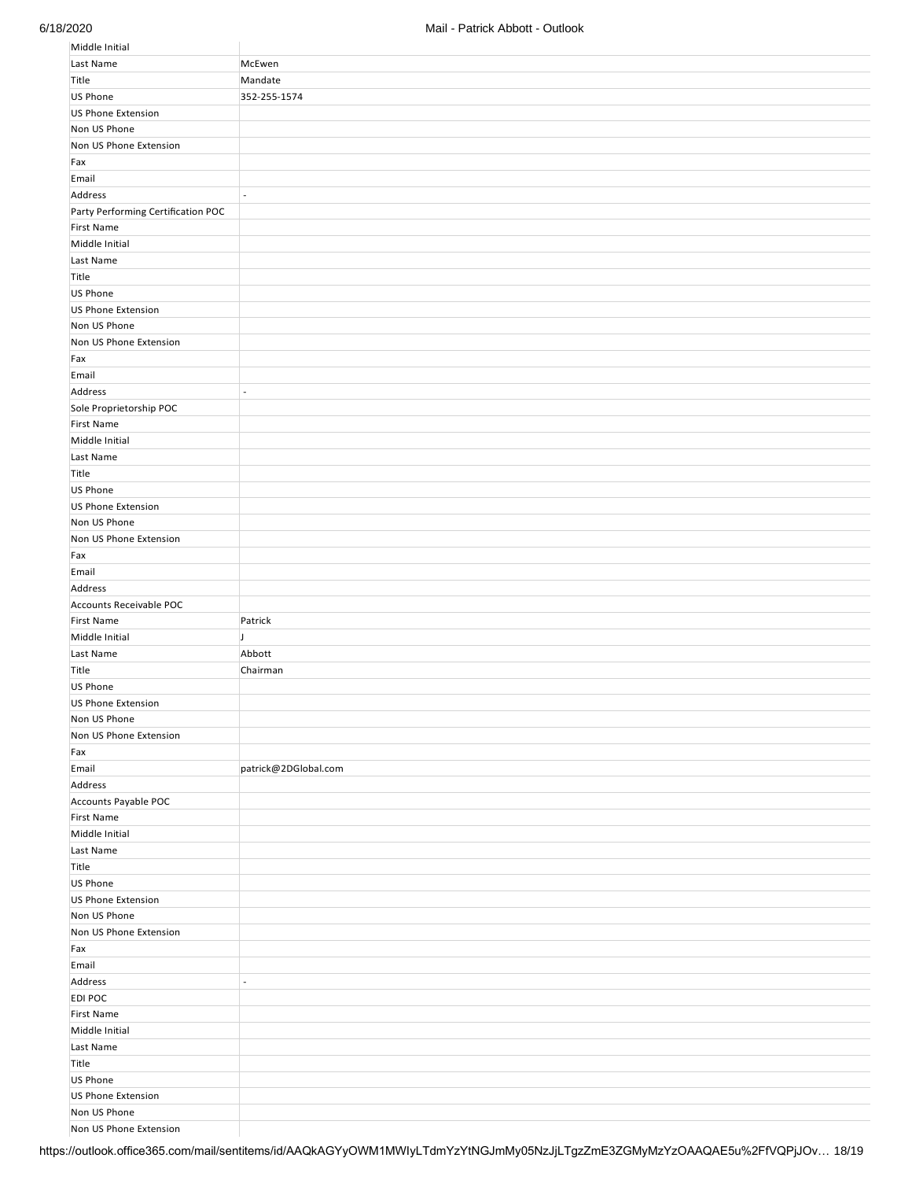| | |
|---|---|
| Middle Initial | |
| Last Name | McEwen |
| Title | Mandate |
| US Phone | 352-255-1574 |
| US Phone Extension | |
| Non US Phone | |
| Non US Phone Extension | |
| Fax | |
| Email | |
| Address | - |
| Party Performing Certification POC | |
| First Name | |
| Middle Initial | |
| Last Name | |
| Title | |
| US Phone | |
| US Phone Extension | |
| Non US Phone | |
| Non US Phone Extension | |
| Fax | |
| Email | |
| Address | - |
| Sole Proprietorship POC | |
| First Name | |
| Middle Initial | |
| Last Name | |
| Title | |
| US Phone | |
| US Phone Extension | |
| Non US Phone | |
| Non US Phone Extension | |
| Fax | |
| Email | |
| Address | |
| Accounts Receivable POC | |
| First Name | Patrick |
| Middle Initial | J |
| Last Name | Abbott |
| Title | Chairman |
| US Phone | |
| US Phone Extension | |
| Non US Phone | |
| Non US Phone Extension | |
| Fax | |
| Email | patrick@2DGlobal.com |
| Address | |
| Accounts Payable POC | |
| First Name | |
| Middle Initial | |
| Last Name | |
| Title | |
| US Phone | |
| US Phone Extension | |
| Non US Phone | |
| Non US Phone Extension | |
| Fax | |
| Email | |
| Address | - |
| EDI POC | |
| First Name | |
| Middle Initial | |
| Last Name | |
| Title | |
| US Phone | |
| US Phone Extension | |
| Non US Phone | |
| Non US Phone Extension | |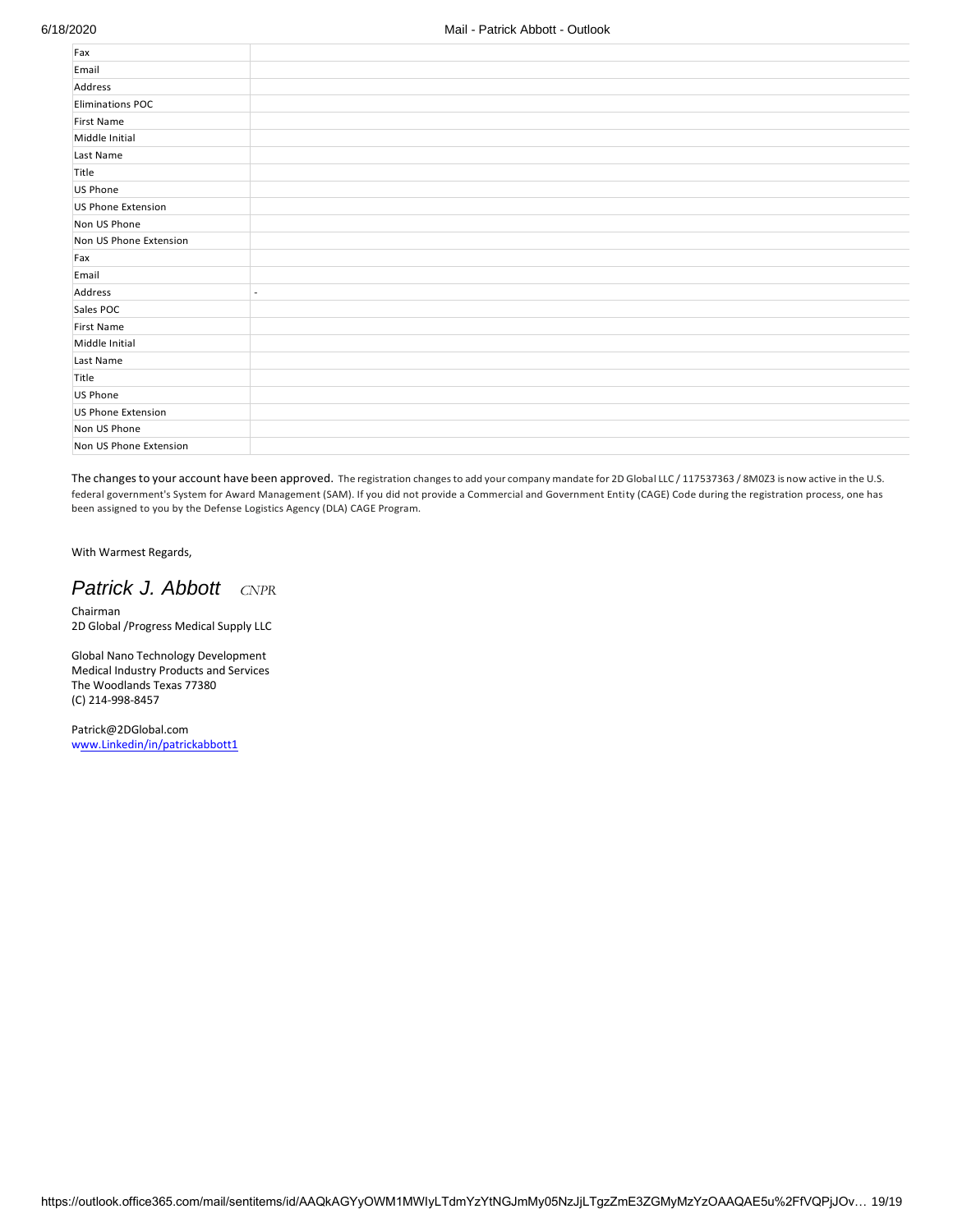| | |
|---|---|
| Fax | |
| Email | |
| Address | |
| Eliminations POC | |
| First Name | |
| Middle Initial | |
| Last Name | |
| Title | |
| US Phone | |
| US Phone Extension | |
| Non US Phone | |
| Non US Phone Extension | |
| Fax | |
| Email | |
| Address | - |
| Sales POC | |
| First Name | |
| Middle Initial | |
| Last Name | |
| Title | |
| US Phone | |
| US Phone Extension | |
| Non US Phone | |
| Non US Phone Extension | |

The changes to your account have been approved. The registration changes to add your company mandate for 2D Global LLC / 117537363 / 8M0Z3 is now active in the U.S. federal government's System for Award Management (SAM). If you did not provide a Commercial and Government Entity (CAGE) Code during the registration process, one has been assigned to you by the Defense Logistics Agency (DLA) CAGE Program.

With Warmest Regards,

*Patrick J. Abbott* *CNPR*

Chairman
2D Global /Progress Medical Supply LLC

Global Nano Technology Development
Medical Industry Products and Services
The Woodlands Texas 77380
(C) 214-998-8457

Patrick@2DGlobal.com
www.Linkedin/in/patrickabbott1